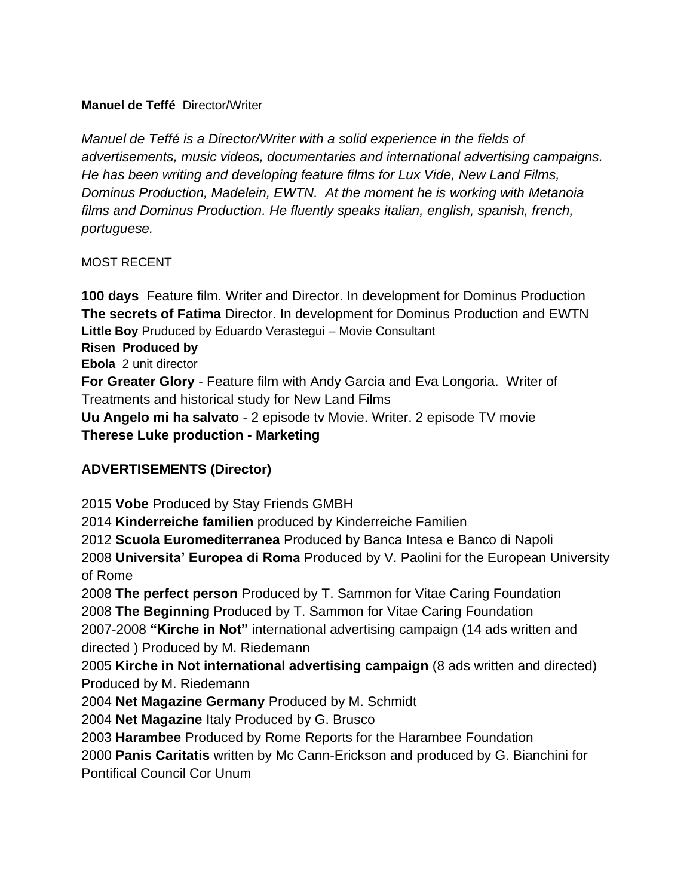**Manuel de Teffé** Director/Writer

*Manuel de Teffé is a Director/Writer with a solid experience in the fields of advertisements, music videos, documentaries and international advertising campaigns. He has been writing and developing feature films for Lux Vide, New Land Films, Dominus Production, Madelein, EWTN. At the moment he is working with Metanoia films and Dominus Production. He fluently speaks italian, english, spanish, french, portuguese.*

MOST RECENT

**100 days** Feature film. Writer and Director. In development for Dominus Production
**The secrets of Fatima** Director. In development for Dominus Production and EWTN
**Little Boy** Pruduced by Eduardo Verastegui – Movie Consultant
**Risen Produced by**
**Ebola** 2 unit director
**For Greater Glory** - Feature film with Andy Garcia and Eva Longoria. Writer of Treatments and historical study for New Land Films
**Uu Angelo mi ha salvato** - 2 episode tv Movie. Writer. 2 episode TV movie
**Therese Luke production - Marketing**

## ADVERTISEMENTS (Director)

2015 **Vobe** Produced by Stay Friends GMBH
2014 **Kinderreiche familien** produced by Kinderreiche Familien
2012 **Scuola Euromediterranea** Produced by Banca Intesa e Banco di Napoli
2008 **Universita' Europea di Roma** Produced by V. Paolini for the European University of Rome
2008 **The perfect person** Produced by T. Sammon for Vitae Caring Foundation
2008 **The Beginning** Produced by T. Sammon for Vitae Caring Foundation
2007-2008 **"Kirche in Not"** international advertising campaign (14 ads written and directed ) Produced by M. Riedemann
2005 **Kirche in Not international advertising campaign** (8 ads written and directed) Produced by M. Riedemann
2004 **Net Magazine Germany** Produced by M. Schmidt
2004 **Net Magazine** Italy Produced by G. Brusco
2003 **Harambee** Produced by Rome Reports for the Harambee Foundation
2000 **Panis Caritatis** written by Mc Cann-Erickson and produced by G. Bianchini for Pontifical Council Cor Unum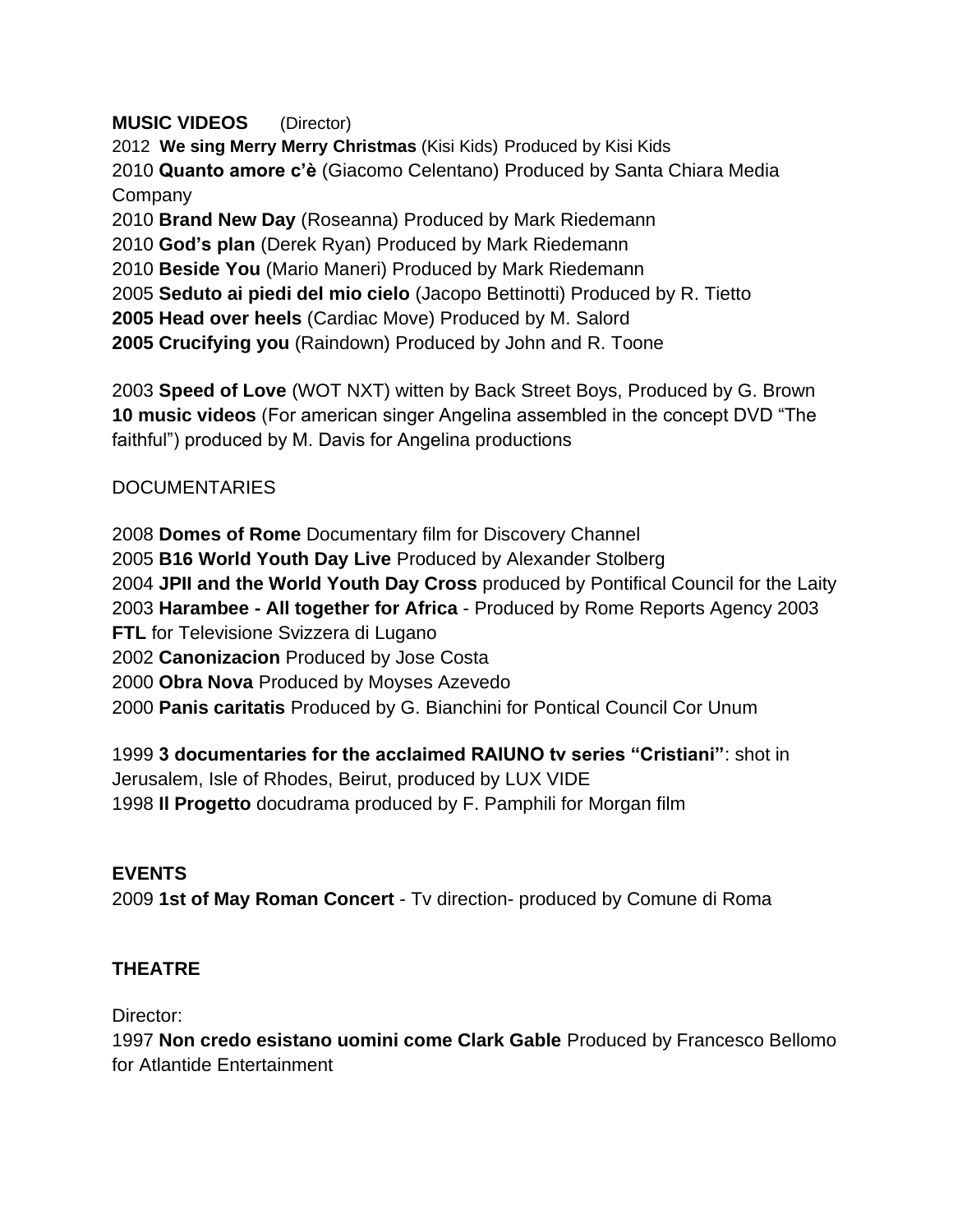**MUSIC VIDEOS** (Director)

2012 **We sing Merry Merry Christmas** (Kisi Kids) Produced by Kisi Kids
2010 **Quanto amore c'è** (Giacomo Celentano) Produced by Santa Chiara Media Company
2010 **Brand New Day** (Roseanna) Produced by Mark Riedemann
2010 **God's plan** (Derek Ryan) Produced by Mark Riedemann
2010 **Beside You** (Mario Maneri) Produced by Mark Riedemann
2005 **Seduto ai piedi del mio cielo** (Jacopo Bettinotti) Produced by R. Tietto
**2005 Head over heels** (Cardiac Move) Produced by M. Salord
**2005 Crucifying you** (Raindown) Produced by John and R. Toone

2003 **Speed of Love** (WOT NXT) witten by Back Street Boys, Produced by G. Brown
**10 music videos** (For american singer Angelina assembled in the concept DVD "The faithful") produced by M. Davis for Angelina productions

DOCUMENTARIES

2008 **Domes of Rome** Documentary film for Discovery Channel
2005 **B16 World Youth Day Live** Produced by Alexander Stolberg
2004 **JPII and the World Youth Day Cross** produced by Pontifical Council for the Laity
2003 **Harambee - All together for Africa** - Produced by Rome Reports Agency 2003
**FTL** for Televisione Svizzera di Lugano
2002 **Canonizacion** Produced by Jose Costa
2000 **Obra Nova** Produced by Moyses Azevedo
2000 **Panis caritatis** Produced by G. Bianchini for Pontical Council Cor Unum

1999 **3 documentaries for the acclaimed RAIUNO tv series "Cristiani"**: shot in Jerusalem, Isle of Rhodes, Beirut, produced by LUX VIDE
1998 **Il Progetto** docudrama produced by F. Pamphili for Morgan film

**EVENTS**

2009 **1st of May Roman Concert** - Tv direction- produced by Comune di Roma

**THEATRE**

Director:
1997 **Non credo esistano uomini come Clark Gable** Produced by Francesco Bellomo for Atlantide Entertainment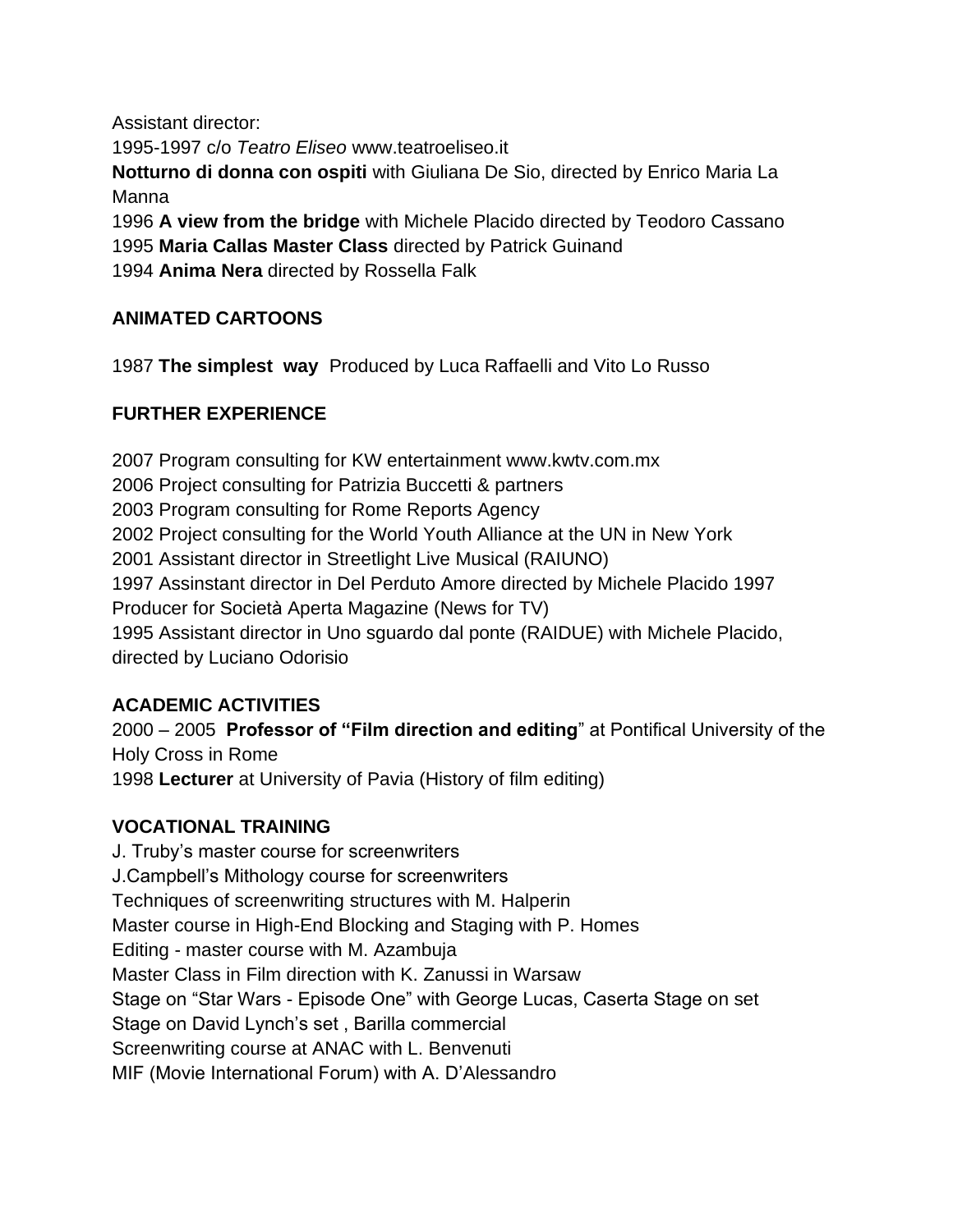Assistant director:
1995-1997 c/o *Teatro Eliseo* www.teatroeliseo.it
**Notturno di donna con ospiti** with Giuliana De Sio, directed by Enrico Maria La Manna
1996 **A view from the bridge** with Michele Placido directed by Teodoro Cassano
1995 **Maria Callas Master Class** directed by Patrick Guinand
1994 **Anima Nera** directed by Rossella Falk

## ANIMATED CARTOONS

1987 **The simplest way** Produced by Luca Raffaelli and Vito Lo Russo

## FURTHER EXPERIENCE

2007 Program consulting for KW entertainment www.kwtv.com.mx
2006 Project consulting for Patrizia Buccetti & partners
2003 Program consulting for Rome Reports Agency
2002 Project consulting for the World Youth Alliance at the UN in New York
2001 Assistant director in Streetlight Live Musical (RAIUNO)
1997 Assinstant director in Del Perduto Amore directed by Michele Placido 1997 Producer for Società Aperta Magazine (News for TV)
1995 Assistant director in Uno sguardo dal ponte (RAIDUE) with Michele Placido, directed by Luciano Odorisio

## ACADEMIC ACTIVITIES

2000 – 2005 **Professor of "Film direction and editing**" at Pontifical University of the Holy Cross in Rome
1998 **Lecturer** at University of Pavia (History of film editing)

## VOCATIONAL TRAINING

J. Truby's master course for screenwriters
J.Campbell's Mithology course for screenwriters
Techniques of screenwriting structures with M. Halperin
Master course in High-End Blocking and Staging with P. Homes
Editing - master course with M. Azambuja
Master Class in Film direction with K. Zanussi in Warsaw
Stage on "Star Wars - Episode One" with George Lucas, Caserta Stage on set
Stage on David Lynch's set , Barilla commercial
Screenwriting course at ANAC with L. Benvenuti
MIF (Movie International Forum) with A. D'Alessandro